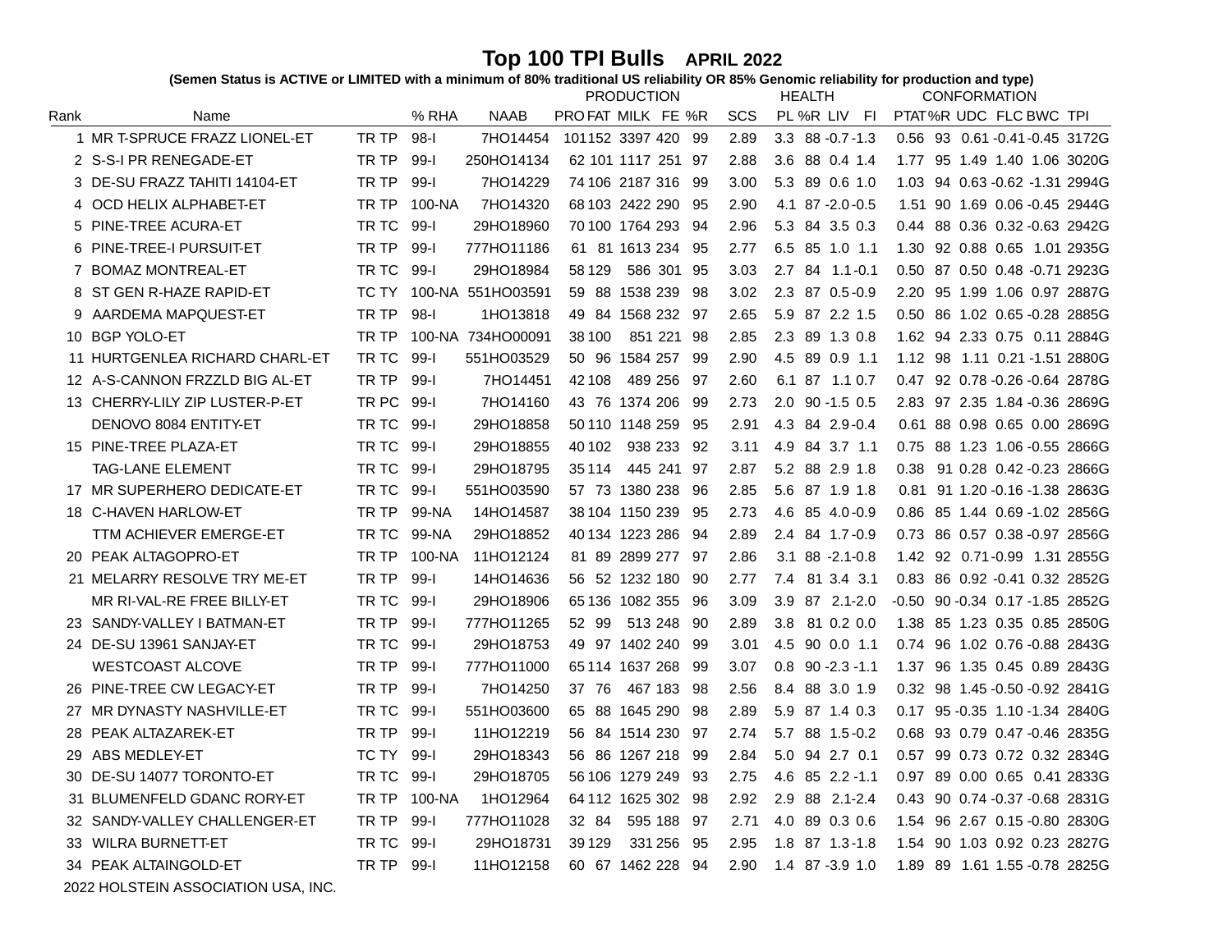# Top 100 TPI Bulls APRIL 2022

**(Semen Status is ACTIVE or LIMITED with a minimum of 80% traditional US reliability OR 85% Genomic reliability for production and type)**

| Rank | Name | | % RHA | NAAB | PRODUCTION | | | | | | HEALTH | | | | CONFORMATION | | | | | |
|---|---|---|---|---|---|---|---|---|---|---|---|---|---|---|---|---|---|---|---|---|
| | | | | | PRO | FAT | MILK | FE | %R | SCS | PL | %R | LIV | FI | PTAT | %R | UDC | FLC | BWC | TPI |
| 1 | MR T-SPRUCE FRAZZ LIONEL-ET | TR TP | 98-I | 7HO14454 | 101 | 152 | 3397 | 420 | 99 | 2.89 | 3.3 | 88 | -0.7 | -1.3 | 0.56 | 93 | 0.61 | -0.41 | -0.45 | 3172G |
| 2 | S-S-I PR RENEGADE-ET | TR TP | 99-I | 250HO14134 | 62 | 101 | 1117 | 251 | 97 | 2.88 | 3.6 | 88 | 0.4 | 1.4 | 1.77 | 95 | 1.49 | 1.40 | 1.06 | 3020G |
| 3 | DE-SU FRAZZ TAHITI 14104-ET | TR TP | 99-I | 7HO14229 | 74 | 106 | 2187 | 316 | 99 | 3.00 | 5.3 | 89 | 0.6 | 1.0 | 1.03 | 94 | 0.63 | -0.62 | -1.31 | 2994G |
| 4 | OCD HELIX ALPHABET-ET | TR TP | 100-NA | 7HO14320 | 68 | 103 | 2422 | 290 | 95 | 2.90 | 4.1 | 87 | -2.0 | -0.5 | 1.51 | 90 | 1.69 | 0.06 | -0.45 | 2944G |
| 5 | PINE-TREE ACURA-ET | TR TC | 99-I | 29HO18960 | 70 | 100 | 1764 | 293 | 94 | 2.96 | 5.3 | 84 | 3.5 | 0.3 | 0.44 | 88 | 0.36 | 0.32 | -0.63 | 2942G |
| 6 | PINE-TREE-I PURSUIT-ET | TR TP | 99-I | 777HO11186 | 61 | 81 | 1613 | 234 | 95 | 2.77 | 6.5 | 85 | 1.0 | 1.1 | 1.30 | 92 | 0.88 | 0.65 | 1.01 | 2935G |
| 7 | BOMAZ MONTREAL-ET | TR TC | 99-I | 29HO18984 | 58 | 129 | 586 | 301 | 95 | 3.03 | 2.7 | 84 | 1.1 | -0.1 | 0.50 | 87 | 0.50 | 0.48 | -0.71 | 2923G |
| 8 | ST GEN R-HAZE RAPID-ET | TC TY | 100-NA | 551HO03591 | 59 | 88 | 1538 | 239 | 98 | 3.02 | 2.3 | 87 | 0.5 | -0.9 | 2.20 | 95 | 1.99 | 1.06 | 0.97 | 2887G |
| 9 | AARDEMA MAPQUEST-ET | TR TP | 98-I | 1HO13818 | 49 | 84 | 1568 | 232 | 97 | 2.65 | 5.9 | 87 | 2.2 | 1.5 | 0.50 | 86 | 1.02 | 0.65 | -0.28 | 2885G |
| 10 | BGP YOLO-ET | TR TP | 100-NA | 734HO00091 | 38 | 100 | 851 | 221 | 98 | 2.85 | 2.3 | 89 | 1.3 | 0.8 | 1.62 | 94 | 2.33 | 0.75 | 0.11 | 2884G |
| 11 | HURTGENLEA RICHARD CHARL-ET | TR TC | 99-I | 551HO03529 | 50 | 96 | 1584 | 257 | 99 | 2.90 | 4.5 | 89 | 0.9 | 1.1 | 1.12 | 98 | 1.11 | 0.21 | -1.51 | 2880G |
| 12 | A-S-CANNON FRZZLD BIG AL-ET | TR TP | 99-I | 7HO14451 | 42 | 108 | 489 | 256 | 97 | 2.60 | 6.1 | 87 | 1.1 | 0.7 | 0.47 | 92 | 0.78 | -0.26 | -0.64 | 2878G |
| 13 | CHERRY-LILY ZIP LUSTER-P-ET | TR PC | 99-I | 7HO14160 | 43 | 76 | 1374 | 206 | 99 | 2.73 | 2.0 | 90 | -1.5 | 0.5 | 2.83 | 97 | 2.35 | 1.84 | -0.36 | 2869G |
| | DENOVO 8084 ENTITY-ET | TR TC | 99-I | 29HO18858 | 50 | 110 | 1148 | 259 | 95 | 2.91 | 4.3 | 84 | 2.9 | -0.4 | 0.61 | 88 | 0.98 | 0.65 | 0.00 | 2869G |
| 15 | PINE-TREE PLAZA-ET | TR TC | 99-I | 29HO18855 | 40 | 102 | 938 | 233 | 92 | 3.11 | 4.9 | 84 | 3.7 | 1.1 | 0.75 | 88 | 1.23 | 1.06 | -0.55 | 2866G |
| | TAG-LANE ELEMENT | TR TC | 99-I | 29HO18795 | 35 | 114 | 445 | 241 | 97 | 2.87 | 5.2 | 88 | 2.9 | 1.8 | 0.38 | 91 | 0.28 | 0.42 | -0.23 | 2866G |
| 17 | MR SUPERHERO DEDICATE-ET | TR TC | 99-I | 551HO03590 | 57 | 73 | 1380 | 238 | 96 | 2.85 | 5.6 | 87 | 1.9 | 1.8 | 0.81 | 91 | 1.20 | -0.16 | -1.38 | 2863G |
| 18 | C-HAVEN HARLOW-ET | TR TP | 99-NA | 14HO14587 | 38 | 104 | 1150 | 239 | 95 | 2.73 | 4.6 | 85 | 4.0 | -0.9 | 0.86 | 85 | 1.44 | 0.69 | -1.02 | 2856G |
| | TTM ACHIEVER EMERGE-ET | TR TC | 99-NA | 29HO18852 | 40 | 134 | 1223 | 286 | 94 | 2.89 | 2.4 | 84 | 1.7 | -0.9 | 0.73 | 86 | 0.57 | 0.38 | -0.97 | 2856G |
| 20 | PEAK ALTAGOPRO-ET | TR TP | 100-NA | 11HO12124 | 81 | 89 | 2899 | 277 | 97 | 2.86 | 3.1 | 88 | -2.1 | -0.8 | 1.42 | 92 | 0.71 | -0.99 | 1.31 | 2855G |
| 21 | MELARRY RESOLVE TRY ME-ET | TR TP | 99-I | 14HO14636 | 56 | 52 | 1232 | 180 | 90 | 2.77 | 7.4 | 81 | 3.4 | 3.1 | 0.83 | 86 | 0.92 | -0.41 | 0.32 | 2852G |
| | MR RI-VAL-RE FREE BILLY-ET | TR TC | 99-I | 29HO18906 | 65 | 136 | 1082 | 355 | 96 | 3.09 | 3.9 | 87 | 2.1 | -2.0 | -0.50 | 90 | -0.34 | 0.17 | -1.85 | 2852G |
| 23 | SANDY-VALLEY I BATMAN-ET | TR TP | 99-I | 777HO11265 | 52 | 99 | 513 | 248 | 90 | 2.89 | 3.8 | 81 | 0.2 | 0.0 | 1.38 | 85 | 1.23 | 0.35 | 0.85 | 2850G |
| 24 | DE-SU 13961 SANJAY-ET | TR TC | 99-I | 29HO18753 | 49 | 97 | 1402 | 240 | 99 | 3.01 | 4.5 | 90 | 0.0 | 1.1 | 0.74 | 96 | 1.02 | 0.76 | -0.88 | 2843G |
| | WESTCOAST ALCOVE | TR TP | 99-I | 777HO11000 | 65 | 114 | 1637 | 268 | 99 | 3.07 | 0.8 | 90 | -2.3 | -1.1 | 1.37 | 96 | 1.35 | 0.45 | 0.89 | 2843G |
| 26 | PINE-TREE CW LEGACY-ET | TR TP | 99-I | 7HO14250 | 37 | 76 | 467 | 183 | 98 | 2.56 | 8.4 | 88 | 3.0 | 1.9 | 0.32 | 98 | 1.45 | -0.50 | -0.92 | 2841G |
| 27 | MR DYNASTY NASHVILLE-ET | TR TC | 99-I | 551HO03600 | 65 | 88 | 1645 | 290 | 98 | 2.89 | 5.9 | 87 | 1.4 | 0.3 | 0.17 | 95 | -0.35 | 1.10 | -1.34 | 2840G |
| 28 | PEAK ALTAZAREK-ET | TR TP | 99-I | 11HO12219 | 56 | 84 | 1514 | 230 | 97 | 2.74 | 5.7 | 88 | 1.5 | -0.2 | 0.68 | 93 | 0.79 | 0.47 | -0.46 | 2835G |
| 29 | ABS MEDLEY-ET | TC TY | 99-I | 29HO18343 | 56 | 86 | 1267 | 218 | 99 | 2.84 | 5.0 | 94 | 2.7 | 0.1 | 0.57 | 99 | 0.73 | 0.72 | 0.32 | 2834G |
| 30 | DE-SU 14077 TORONTO-ET | TR TC | 99-I | 29HO18705 | 56 | 106 | 1279 | 249 | 93 | 2.75 | 4.6 | 85 | 2.2 | -1.1 | 0.97 | 89 | 0.00 | 0.65 | 0.41 | 2833G |
| 31 | BLUMENFELD GDANC RORY-ET | TR TP | 100-NA | 1HO12964 | 64 | 112 | 1625 | 302 | 98 | 2.92 | 2.9 | 88 | 2.1 | -2.4 | 0.43 | 90 | 0.74 | -0.37 | -0.68 | 2831G |
| 32 | SANDY-VALLEY CHALLENGER-ET | TR TP | 99-I | 777HO11028 | 32 | 84 | 595 | 188 | 97 | 2.71 | 4.0 | 89 | 0.3 | 0.6 | 1.54 | 96 | 2.67 | 0.15 | -0.80 | 2830G |
| 33 | WILRA BURNETT-ET | TR TC | 99-I | 29HO18731 | 39 | 129 | 331 | 256 | 95 | 2.95 | 1.8 | 87 | 1.3 | -1.8 | 1.54 | 90 | 1.03 | 0.92 | 0.23 | 2827G |
| 34 | PEAK ALTAINGOLD-ET | TR TP | 99-I | 11HO12158 | 60 | 67 | 1462 | 228 | 94 | 2.90 | 1.4 | 87 | -3.9 | 1.0 | 1.89 | 89 | 1.61 | 1.55 | -0.78 | 2825G |

2022 HOLSTEIN ASSOCIATION USA, INC.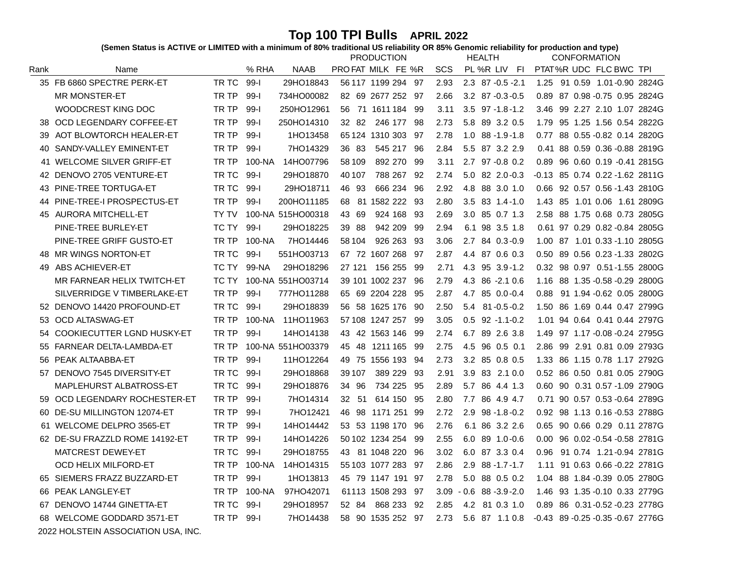# Top 100 TPI Bulls APRIL 2022

**(Semen Status is ACTIVE or LIMITED with a minimum of 80% traditional US reliability OR 85% Genomic reliability for production and type)**

| Rank | Name | | % RHA | NAAB | PRODUCTION | | | | | SCS | HEALTH | | | | CONFORMATION | | | | | TPI |
|---|---|---|---|---|---|---|---|---|---|---|---|---|---|---|---|---|---|---|---|---|
| | | | | | PRO | FAT | MILK | FE | %R | | PL | %R | LIV | FI | PTAT | %R | UDC | FLC | BWC | |
| 35 | FB 6860 SPECTRE PERK-ET | TR TC | 99-I | 29HO18843 | 56 | 117 | 1199 | 294 | 97 | 2.93 | 2.3 | 87 | -0.5 | -2.1 | 1.25 | 91 | 0.59 | 1.01 | -0.90 | 2824G |
| | MR MONSTER-ET | TR TP | 99-I | 734HO00082 | 82 | 69 | 2677 | 252 | 97 | 2.66 | 3.2 | 87 | -0.3 | -0.5 | 0.89 | 87 | 0.98 | -0.75 | 0.95 | 2824G |
| | WOODCREST KING DOC | TR TP | 99-I | 250HO12961 | 56 | 71 | 1611 | 184 | 99 | 3.11 | 3.5 | 97 | -1.8 | -1.2 | 3.46 | 99 | 2.27 | 2.10 | 1.07 | 2824G |
| 38 | OCD LEGENDARY COFFEE-ET | TR TP | 99-I | 250HO14310 | 32 | 82 | 246 | 177 | 98 | 2.73 | 5.8 | 89 | 3.2 | 0.5 | 1.79 | 95 | 1.25 | 1.56 | 0.54 | 2822G |
| 39 | AOT BLOWTORCH HEALER-ET | TR TP | 99-I | 1HO13458 | 65 | 124 | 1310 | 303 | 97 | 2.78 | 1.0 | 88 | -1.9 | -1.8 | 0.77 | 88 | 0.55 | -0.82 | 0.14 | 2820G |
| 40 | SANDY-VALLEY EMINENT-ET | TR TP | 99-I | 7HO14329 | 36 | 83 | 545 | 217 | 96 | 2.84 | 5.5 | 87 | 3.2 | 2.9 | 0.41 | 88 | 0.59 | 0.36 | -0.88 | 2819G |
| 41 | WELCOME SILVER GRIFF-ET | TR TP | 100-NA | 14HO07796 | 58 | 109 | 892 | 270 | 99 | 3.11 | 2.7 | 97 | -0.8 | 0.2 | 0.89 | 96 | 0.60 | 0.19 | -0.41 | 2815G |
| 42 | DENOVO 2705 VENTURE-ET | TR TC | 99-I | 29HO18870 | 40 | 107 | 788 | 267 | 92 | 2.74 | 5.0 | 82 | 2.0 | -0.3 | -0.13 | 85 | 0.74 | 0.22 | -1.62 | 2811G |
| 43 | PINE-TREE TORTUGA-ET | TR TC | 99-I | 29HO18711 | 46 | 93 | 666 | 234 | 96 | 2.92 | 4.8 | 88 | 3.0 | 1.0 | 0.66 | 92 | 0.57 | 0.56 | -1.43 | 2810G |
| 44 | PINE-TREE-I PROSPECTUS-ET | TR TP | 99-I | 200HO11185 | 68 | 81 | 1582 | 222 | 93 | 2.80 | 3.5 | 83 | 1.4 | -1.0 | 1.43 | 85 | 1.01 | 0.06 | 1.61 | 2809G |
| 45 | AURORA MITCHELL-ET | TY TV | 100-NA | 515HO00318 | 43 | 69 | 924 | 168 | 93 | 2.69 | 3.0 | 85 | 0.7 | 1.3 | 2.58 | 88 | 1.75 | 0.68 | 0.73 | 2805G |
| | PINE-TREE BURLEY-ET | TC TY | 99-I | 29HO18225 | 39 | 88 | 942 | 209 | 99 | 2.94 | 6.1 | 98 | 3.5 | 1.8 | 0.61 | 97 | 0.29 | 0.82 | -0.84 | 2805G |
| | PINE-TREE GRIFF GUSTO-ET | TR TP | 100-NA | 7HO14446 | 58 | 104 | 926 | 263 | 93 | 3.06 | 2.7 | 84 | 0.3 | -0.9 | 1.00 | 87 | 1.01 | 0.33 | -1.10 | 2805G |
| 48 | MR WINGS NORTON-ET | TR TC | 99-I | 551HO03713 | 67 | 72 | 1607 | 268 | 97 | 2.87 | 4.4 | 87 | 0.6 | 0.3 | 0.50 | 89 | 0.56 | 0.23 | -1.33 | 2802G |
| 49 | ABS ACHIEVER-ET | TC TY | 99-NA | 29HO18296 | 27 | 121 | 156 | 255 | 99 | 2.71 | 4.3 | 95 | 3.9 | -1.2 | 0.32 | 98 | 0.97 | 0.51 | -1.55 | 2800G |
| | MR FARNEAR HELIX TWITCH-ET | TC TY | 100-NA | 551HO03714 | 39 | 101 | 1002 | 237 | 96 | 2.79 | 4.3 | 86 | -2.1 | 0.6 | 1.16 | 88 | 1.35 | -0.58 | -0.29 | 2800G |
| | SILVERRIDGE V TIMBERLAKE-ET | TR TP | 99-I | 777HO11288 | 65 | 69 | 2204 | 228 | 95 | 2.87 | 4.7 | 85 | 0.0 | -0.4 | 0.88 | 91 | 1.94 | -0.62 | 0.05 | 2800G |
| 52 | DENOVO 14420 PROFOUND-ET | TR TC | 99-I | 29HO18839 | 56 | 58 | 1625 | 176 | 90 | 2.50 | 5.4 | 81 | -0.5 | -0.2 | 1.50 | 86 | 1.69 | 0.44 | 0.47 | 2799G |
| 53 | OCD ALTASWAG-ET | TR TP | 100-NA | 11HO11963 | 57 | 108 | 1247 | 257 | 99 | 3.05 | 0.5 | 92 | -1.1 | -0.2 | 1.01 | 94 | 0.64 | 0.41 | 0.44 | 2797G |
| 54 | COOKIECUTTER LGND HUSKY-ET | TR TP | 99-I | 14HO14138 | 43 | 42 | 1563 | 146 | 99 | 2.74 | 6.7 | 89 | 2.6 | 3.8 | 1.49 | 97 | 1.17 | -0.08 | -0.24 | 2795G |
| 55 | FARNEAR DELTA-LAMBDA-ET | TR TP | 100-NA | 551HO03379 | 45 | 48 | 1211 | 165 | 99 | 2.75 | 4.5 | 96 | 0.5 | 0.1 | 2.86 | 99 | 2.91 | 0.81 | 0.09 | 2793G |
| 56 | PEAK ALTAABBA-ET | TR TP | 99-I | 11HO12264 | 49 | 75 | 1556 | 193 | 94 | 2.73 | 3.2 | 85 | 0.8 | 0.5 | 1.33 | 86 | 1.15 | 0.78 | 1.17 | 2792G |
| 57 | DENOVO 7545 DIVERSITY-ET | TR TC | 99-I | 29HO18868 | 39 | 107 | 389 | 229 | 93 | 2.91 | 3.9 | 83 | 2.1 | 0.0 | 0.52 | 86 | 0.50 | 0.81 | 0.05 | 2790G |
| | MAPLEHURST ALBATROSS-ET | TR TC | 99-I | 29HO18876 | 34 | 96 | 734 | 225 | 95 | 2.89 | 5.7 | 86 | 4.4 | 1.3 | 0.60 | 90 | 0.31 | 0.57 | -1.09 | 2790G |
| 59 | OCD LEGENDARY ROCHESTER-ET | TR TP | 99-I | 7HO14314 | 32 | 51 | 614 | 150 | 95 | 2.80 | 7.7 | 86 | 4.9 | 4.7 | 0.71 | 90 | 0.57 | 0.53 | -0.64 | 2789G |
| 60 | DE-SU MILLINGTON 12074-ET | TR TP | 99-I | 7HO12421 | 46 | 98 | 1171 | 251 | 99 | 2.72 | 2.9 | 98 | -1.8 | -0.2 | 0.92 | 98 | 1.13 | 0.16 | -0.53 | 2788G |
| 61 | WELCOME DELPRO 3565-ET | TR TP | 99-I | 14HO14442 | 53 | 53 | 1198 | 170 | 96 | 2.76 | 6.1 | 86 | 3.2 | 2.6 | 0.65 | 90 | 0.66 | 0.29 | 0.11 | 2787G |
| 62 | DE-SU FRAZZLD ROME 14192-ET | TR TP | 99-I | 14HO14226 | 50 | 102 | 1234 | 254 | 99 | 2.55 | 6.0 | 89 | 1.0 | -0.6 | 0.00 | 96 | 0.02 | -0.54 | -0.58 | 2781G |
| | MATCREST DEWEY-ET | TR TC | 99-I | 29HO18755 | 43 | 81 | 1048 | 220 | 96 | 3.02 | 6.0 | 87 | 3.3 | 0.4 | 0.96 | 91 | 0.74 | 1.21 | -0.94 | 2781G |
| | OCD HELIX MILFORD-ET | TR TP | 100-NA | 14HO14315 | 55 | 103 | 1077 | 283 | 97 | 2.86 | 2.9 | 88 | -1.7 | -1.7 | 1.11 | 91 | 0.63 | 0.66 | -0.22 | 2781G |
| 65 | SIEMERS FRAZZ BUZZARD-ET | TR TP | 99-I | 1HO13813 | 45 | 79 | 1147 | 191 | 97 | 2.78 | 5.0 | 88 | 0.5 | 0.2 | 1.04 | 88 | 1.84 | -0.39 | 0.05 | 2780G |
| 66 | PEAK LANGLEY-ET | TR TP | 100-NA | 97HO42071 | 61 | 113 | 1508 | 293 | 97 | 3.09 | -0.6 | 88 | -3.9 | -2.0 | 1.46 | 93 | 1.35 | -0.10 | 0.33 | 2779G |
| 67 | DENOVO 14744 GINETTA-ET | TR TC | 99-I | 29HO18957 | 52 | 84 | 868 | 233 | 92 | 2.85 | 4.2 | 81 | 0.3 | 1.0 | 0.89 | 86 | 0.31 | -0.52 | -0.23 | 2778G |
| 68 | WELCOME GODDARD 3571-ET | TR TP | 99-I | 7HO14438 | 58 | 90 | 1535 | 252 | 97 | 2.73 | 5.6 | 87 | 1.1 | 0.8 | -0.43 | 89 | -0.25 | -0.35 | -0.67 | 2776G |

2022 HOLSTEIN ASSOCIATION USA, INC.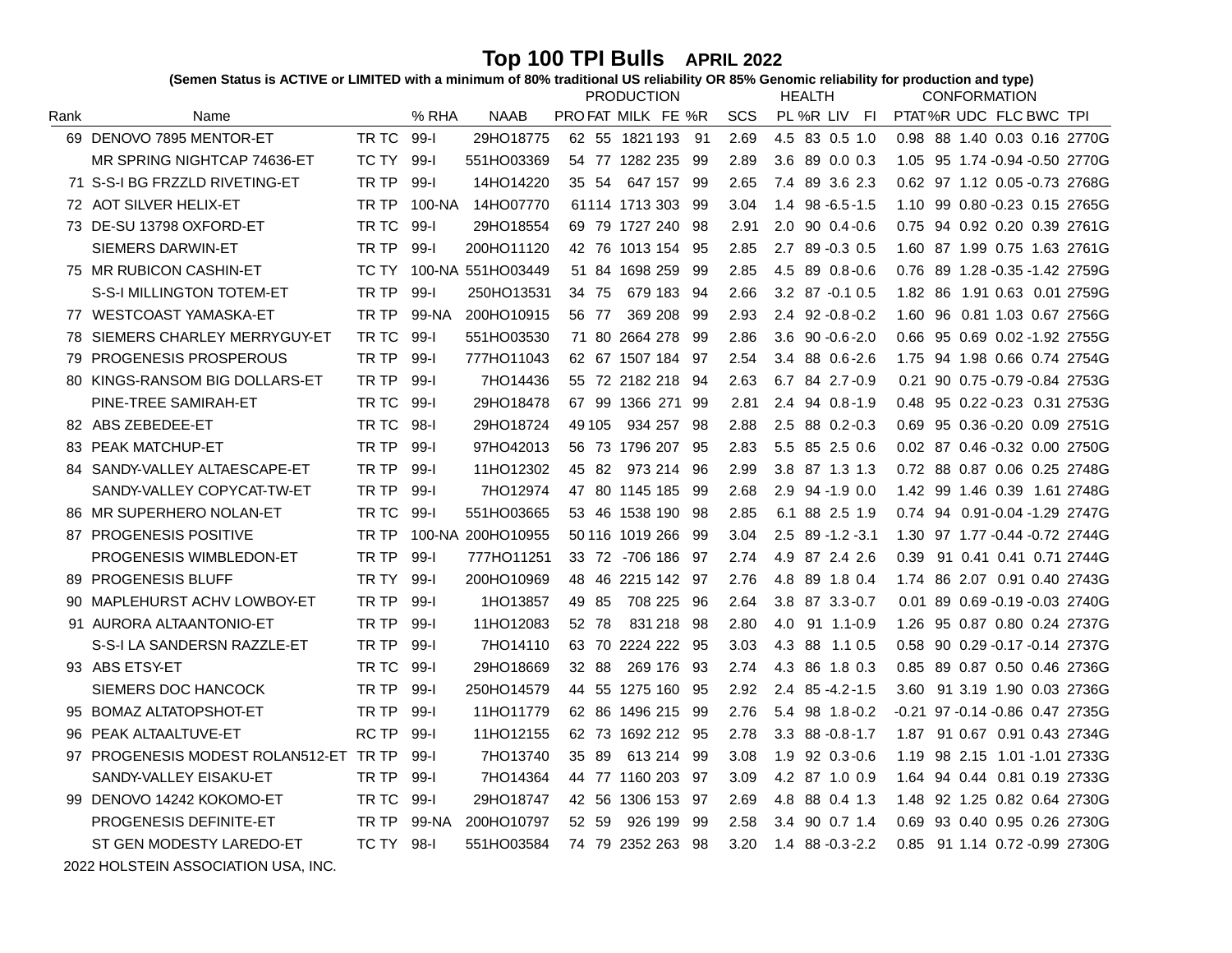# Top 100 TPI Bulls APRIL 2022

**(Semen Status is ACTIVE or LIMITED with a minimum of 80% traditional US reliability OR 85% Genomic reliability for production and type)**

| | | | | | PRODUCTION | | | | | | HEALTH | | | | CONFORMATION | | | | | |
|---|---|---|---|---|---|---|---|---|---|---|---|---|---|---|---|---|---|---|---|---|
| Rank | Name | | % RHA | NAAB | PRO | FAT | MILK | FE | %R | SCS | PL | %R | LIV | FI | PTAT | %R | UDC | FLC | BWC | TPI |
| 69 | DENOVO 7895 MENTOR-ET | TR TC | 99-I | 29HO18775 | 62 | 55 | 1821 | 193 | 91 | 2.69 | 4.5 | 83 | 0.5 | 1.0 | 0.98 | 88 | 1.40 | 0.03 | 0.16 | 2770G |
| | MR SPRING NIGHTCAP 74636-ET | TC TY | 99-I | 551HO03369 | 54 | 77 | 1282 | 235 | 99 | 2.89 | 3.6 | 89 | 0.0 | 0.3 | 1.05 | 95 | 1.74 | -0.94 | -0.50 | 2770G |
| 71 | S-S-I BG FRZZLD RIVETING-ET | TR TP | 99-I | 14HO14220 | 35 | 54 | 647 | 157 | 99 | 2.65 | 7.4 | 89 | 3.6 | 2.3 | 0.62 | 97 | 1.12 | 0.05 | -0.73 | 2768G |
| 72 | AOT SILVER HELIX-ET | TR TP | 100-NA | 14HO07770 | 61 | 114 | 1713 | 303 | 99 | 3.04 | 1.4 | 98 | -6.5 | -1.5 | 1.10 | 99 | 0.80 | -0.23 | 0.15 | 2765G |
| 73 | DE-SU 13798 OXFORD-ET | TR TC | 99-I | 29HO18554 | 69 | 79 | 1727 | 240 | 98 | 2.91 | 2.0 | 90 | 0.4 | -0.6 | 0.75 | 94 | 0.92 | 0.20 | 0.39 | 2761G |
| | SIEMERS DARWIN-ET | TR TP | 99-I | 200HO11120 | 42 | 76 | 1013 | 154 | 95 | 2.85 | 2.7 | 89 | -0.3 | 0.5 | 1.60 | 87 | 1.99 | 0.75 | 1.63 | 2761G |
| 75 | MR RUBICON CASHIN-ET | TC TY | 100-NA | 551HO03449 | 51 | 84 | 1698 | 259 | 99 | 2.85 | 4.5 | 89 | 0.8 | -0.6 | 0.76 | 89 | 1.28 | -0.35 | -1.42 | 2759G |
| | S-S-I MILLINGTON TOTEM-ET | TR TP | 99-I | 250HO13531 | 34 | 75 | 679 | 183 | 94 | 2.66 | 3.2 | 87 | -0.1 | 0.5 | 1.82 | 86 | 1.91 | 0.63 | 0.01 | 2759G |
| 77 | WESTCOAST YAMASKA-ET | TR TP | 99-NA | 200HO10915 | 56 | 77 | 369 | 208 | 99 | 2.93 | 2.4 | 92 | -0.8 | -0.2 | 1.60 | 96 | 0.81 | 1.03 | 0.67 | 2756G |
| 78 | SIEMERS CHARLEY MERRYGUY-ET | TR TC | 99-I | 551HO03530 | 71 | 80 | 2664 | 278 | 99 | 2.86 | 3.6 | 90 | -0.6 | -2.0 | 0.66 | 95 | 0.69 | 0.02 | -1.92 | 2755G |
| 79 | PROGENESIS PROSPEROUS | TR TP | 99-I | 777HO11043 | 62 | 67 | 1507 | 184 | 97 | 2.54 | 3.4 | 88 | 0.6 | -2.6 | 1.75 | 94 | 1.98 | 0.66 | 0.74 | 2754G |
| 80 | KINGS-RANSOM BIG DOLLARS-ET | TR TP | 99-I | 7HO14436 | 55 | 72 | 2182 | 218 | 94 | 2.63 | 6.7 | 84 | 2.7 | -0.9 | 0.21 | 90 | 0.75 | -0.79 | -0.84 | 2753G |
| | PINE-TREE SAMIRAH-ET | TR TC | 99-I | 29HO18478 | 67 | 99 | 1366 | 271 | 99 | 2.81 | 2.4 | 94 | 0.8 | -1.9 | 0.48 | 95 | 0.22 | -0.23 | 0.31 | 2753G |
| 82 | ABS ZEBEDEE-ET | TR TC | 98-I | 29HO18724 | 49 | 105 | 934 | 257 | 98 | 2.88 | 2.5 | 88 | 0.2 | -0.3 | 0.69 | 95 | 0.36 | -0.20 | 0.09 | 2751G |
| 83 | PEAK MATCHUP-ET | TR TP | 99-I | 97HO42013 | 56 | 73 | 1796 | 207 | 95 | 2.83 | 5.5 | 85 | 2.5 | 0.6 | 0.02 | 87 | 0.46 | -0.32 | 0.00 | 2750G |
| 84 | SANDY-VALLEY ALTAESCAPE-ET | TR TP | 99-I | 11HO12302 | 45 | 82 | 973 | 214 | 96 | 2.99 | 3.8 | 87 | 1.3 | 1.3 | 0.72 | 88 | 0.87 | 0.06 | 0.25 | 2748G |
| | SANDY-VALLEY COPYCAT-TW-ET | TR TP | 99-I | 7HO12974 | 47 | 80 | 1145 | 185 | 99 | 2.68 | 2.9 | 94 | -1.9 | 0.0 | 1.42 | 99 | 1.46 | 0.39 | 1.61 | 2748G |
| 86 | MR SUPERHERO NOLAN-ET | TR TC | 99-I | 551HO03665 | 53 | 46 | 1538 | 190 | 98 | 2.85 | 6.1 | 88 | 2.5 | 1.9 | 0.74 | 94 | 0.91 | -0.04 | -1.29 | 2747G |
| 87 | PROGENESIS POSITIVE | TR TP | 100-NA | 200HO10955 | 50 | 116 | 1019 | 266 | 99 | 3.04 | 2.5 | 89 | -1.2 | -3.1 | 1.30 | 97 | 1.77 | -0.44 | -0.72 | 2744G |
| | PROGENESIS WIMBLEDON-ET | TR TP | 99-I | 777HO11251 | 33 | 72 | -706 | 186 | 97 | 2.74 | 4.9 | 87 | 2.4 | 2.6 | 0.39 | 91 | 0.41 | 0.41 | 0.71 | 2744G |
| 89 | PROGENESIS BLUFF | TR TY | 99-I | 200HO10969 | 48 | 46 | 2215 | 142 | 97 | 2.76 | 4.8 | 89 | 1.8 | 0.4 | 1.74 | 86 | 2.07 | 0.91 | 0.40 | 2743G |
| 90 | MAPLEHURST ACHV LOWBOY-ET | TR TP | 99-I | 1HO13857 | 49 | 85 | 708 | 225 | 96 | 2.64 | 3.8 | 87 | 3.3 | -0.7 | 0.01 | 89 | 0.69 | -0.19 | -0.03 | 2740G |
| 91 | AURORA ALTAANTONIO-ET | TR TP | 99-I | 11HO12083 | 52 | 78 | 831 | 218 | 98 | 2.80 | 4.0 | 91 | 1.1 | -0.9 | 1.26 | 95 | 0.87 | 0.80 | 0.24 | 2737G |
| | S-S-I LA SANDERSN RAZZLE-ET | TR TP | 99-I | 7HO14110 | 63 | 70 | 2224 | 222 | 95 | 3.03 | 4.3 | 88 | 1.1 | 0.5 | 0.58 | 90 | 0.29 | -0.17 | -0.14 | 2737G |
| 93 | ABS ETSY-ET | TR TC | 99-I | 29HO18669 | 32 | 88 | 269 | 176 | 93 | 2.74 | 4.3 | 86 | 1.8 | 0.3 | 0.85 | 89 | 0.87 | 0.50 | 0.46 | 2736G |
| | SIEMERS DOC HANCOCK | TR TP | 99-I | 250HO14579 | 44 | 55 | 1275 | 160 | 95 | 2.92 | 2.4 | 85 | -4.2 | -1.5 | 3.60 | 91 | 3.19 | 1.90 | 0.03 | 2736G |
| 95 | BOMAZ ALTATOPSHOT-ET | TR TP | 99-I | 11HO11779 | 62 | 86 | 1496 | 215 | 99 | 2.76 | 5.4 | 98 | 1.8 | -0.2 | -0.21 | 97 | -0.14 | -0.86 | 0.47 | 2735G |
| 96 | PEAK ALTAALTUVE-ET | RC TP | 99-I | 11HO12155 | 62 | 73 | 1692 | 212 | 95 | 2.78 | 3.3 | 88 | -0.8 | -1.7 | 1.87 | 91 | 0.67 | 0.91 | 0.43 | 2734G |
| 97 | PROGENESIS MODEST ROLAN512-ET | TR TP | 99-I | 7HO13740 | 35 | 89 | 613 | 214 | 99 | 3.08 | 1.9 | 92 | 0.3 | -0.6 | 1.19 | 98 | 2.15 | 1.01 | -1.01 | 2733G |
| | SANDY-VALLEY EISAKU-ET | TR TP | 99-I | 7HO14364 | 44 | 77 | 1160 | 203 | 97 | 3.09 | 4.2 | 87 | 1.0 | 0.9 | 1.64 | 94 | 0.44 | 0.81 | 0.19 | 2733G |
| 99 | DENOVO 14242 KOKOMO-ET | TR TC | 99-I | 29HO18747 | 42 | 56 | 1306 | 153 | 97 | 2.69 | 4.8 | 88 | 0.4 | 1.3 | 1.48 | 92 | 1.25 | 0.82 | 0.64 | 2730G |
| | PROGENESIS DEFINITE-ET | TR TP | 99-NA | 200HO10797 | 52 | 59 | 926 | 199 | 99 | 2.58 | 3.4 | 90 | 0.7 | 1.4 | 0.69 | 93 | 0.40 | 0.95 | 0.26 | 2730G |
| | ST GEN MODESTY LAREDO-ET | TC TY | 98-I | 551HO03584 | 74 | 79 | 2352 | 263 | 98 | 3.20 | 1.4 | 88 | -0.3 | -2.2 | 0.85 | 91 | 1.14 | 0.72 | -0.99 | 2730G |

2022 HOLSTEIN ASSOCIATION USA, INC.